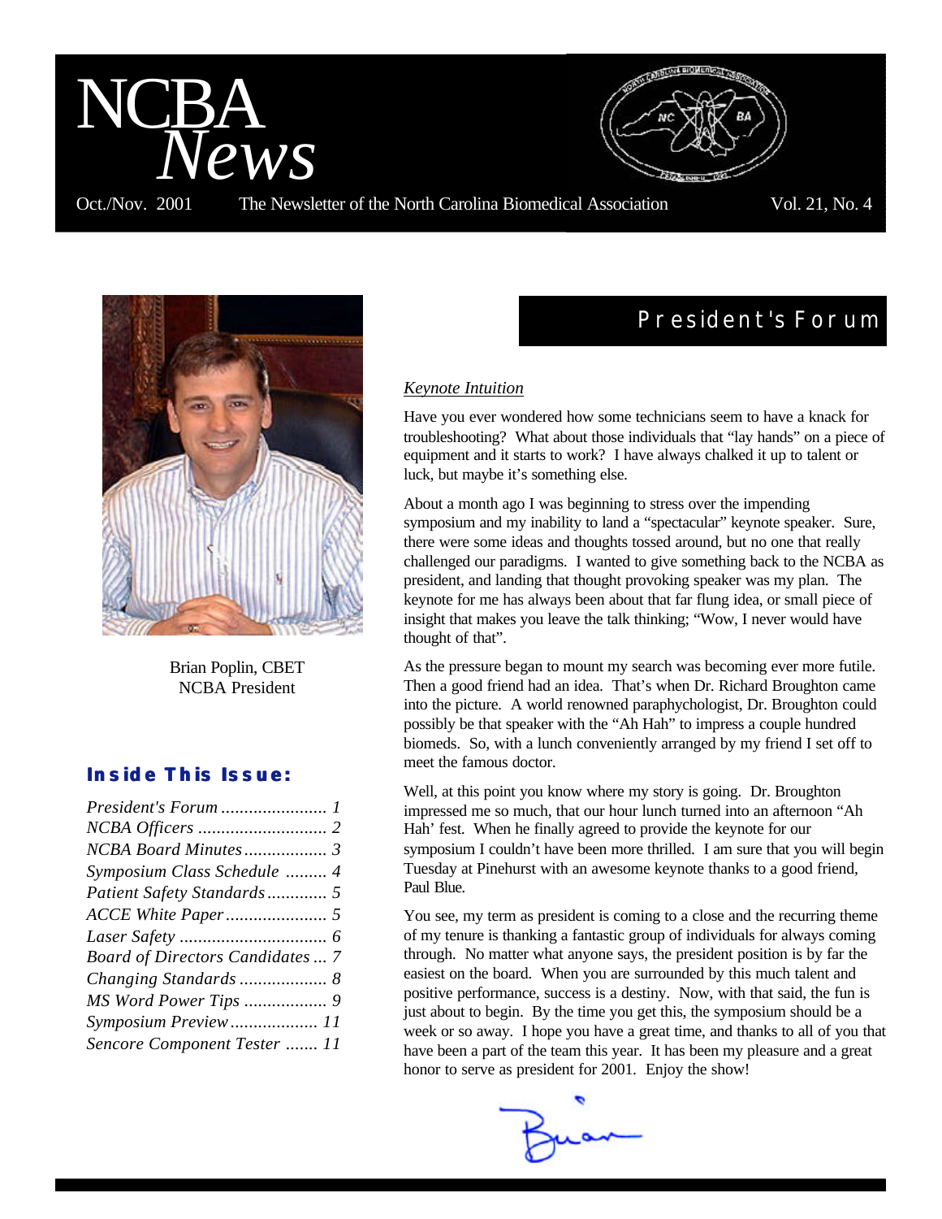# NCBA *News*

Oct./Nov. 2001 The Newsletter of the North Carolina Biomedical Association Vol. 21, No. 4

Brian Poplin, CBET
NCBA President

## Inside This Issue:

- *President's Forum* ....................... 1
- *NCBA Officers* ............................ 2
- *NCBA Board Minutes* .................. 3
- *Symposium Class Schedule* ......... 4
- *Patient Safety Standards* ............. 5
- *ACCE White Paper* ...................... 5
- *Laser Safety* ................................ 6
- *Board of Directors Candidates* ... 7
- *Changing Standards* ................... 8
- *MS Word Power Tips* .................. 9
- *Symposium Preview* ................... 11
- *Sencore Component Tester* ....... 11

## President's Forum

*Keynote Intuition*

Have you ever wondered how some technicians seem to have a knack for troubleshooting? What about those individuals that "lay hands" on a piece of equipment and it starts to work? I have always chalked it up to talent or luck, but maybe it's something else.

About a month ago I was beginning to stress over the impending symposium and my inability to land a "spectacular" keynote speaker. Sure, there were some ideas and thoughts tossed around, but no one that really challenged our paradigms. I wanted to give something back to the NCBA as president, and landing that thought provoking speaker was my plan. The keynote for me has always been about that far flung idea, or small piece of insight that makes you leave the talk thinking; "Wow, I never would have thought of that".

As the pressure began to mount my search was becoming ever more futile. Then a good friend had an idea. That's when Dr. Richard Broughton came into the picture. A world renowned paraphychologist, Dr. Broughton could possibly be that speaker with the "Ah Hah" to impress a couple hundred biomeds. So, with a lunch conveniently arranged by my friend I set off to meet the famous doctor.

Well, at this point you know where my story is going. Dr. Broughton impressed me so much, that our hour lunch turned into an afternoon "Ah Hah' fest. When he finally agreed to provide the keynote for our symposium I couldn't have been more thrilled. I am sure that you will begin Tuesday at Pinehurst with an awesome keynote thanks to a good friend, Paul Blue.

You see, my term as president is coming to a close and the recurring theme of my tenure is thanking a fantastic group of individuals for always coming through. No matter what anyone says, the president position is by far the easiest on the board. When you are surrounded by this much talent and positive performance, success is a destiny. Now, with that said, the fun is just about to begin. By the time you get this, the symposium should be a week or so away. I hope you have a great time, and thanks to all of you that have been a part of the team this year. It has been my pleasure and a great honor to serve as president for 2001. Enjoy the show!

Brian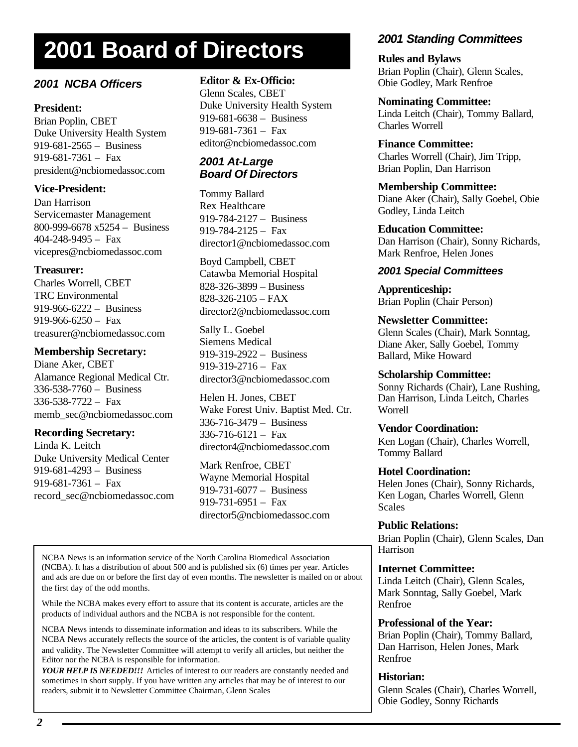# 2001 Board of Directors

### *2001 NCBA Officers*

**President:**
Brian Poplin, CBET
Duke University Health System
919-681-2565 – Business
919-681-7361 – Fax
president@ncbiomedassoc.com

**Vice-President:**
Dan Harrison
Servicemaster Management
800-999-6678 x5254 – Business
404-248-9495 – Fax
vicepres@ncbiomedassoc.com

**Treasurer:**
Charles Worrell, CBET
TRC Environmental
919-966-6222 – Business
919-966-6250 – Fax
treasurer@ncbiomedassoc.com

**Membership Secretary:**
Diane Aker, CBET
Alamance Regional Medical Ctr.
336-538-7760 – Business
336-538-7722 – Fax
memb_sec@ncbiomedassoc.com

**Recording Secretary:**
Linda K. Leitch
Duke University Medical Center
919-681-4293 – Business
919-681-7361 – Fax
record_sec@ncbiomedassoc.com

**Editor & Ex-Officio:**
Glenn Scales, CBET
Duke University Health System
919-681-6638 – Business
919-681-7361 – Fax
editor@ncbiomedassoc.com

### *2001 At-Large Board Of Directors*

Tommy Ballard
Rex Healthcare
919-784-2127 – Business
919-784-2125 – Fax
director1@ncbiomedassoc.com

Boyd Campbell, CBET
Catawba Memorial Hospital
828-326-3899 – Business
828-326-2105 – FAX
director2@ncbiomedassoc.com

Sally L. Goebel
Siemens Medical
919-319-2922 – Business
919-319-2716 – Fax
director3@ncbiomedassoc.com

Helen H. Jones, CBET
Wake Forest Univ. Baptist Med. Ctr.
336-716-3479 – Business
336-716-6121 – Fax
director4@ncbiomedassoc.com

Mark Renfroe, CBET
Wayne Memorial Hospital
919-731-6077 – Business
919-731-6951 – Fax
director5@ncbiomedassoc.com

NCBA News is an information service of the North Carolina Biomedical Association (NCBA). It has a distribution of about 500 and is published six (6) times per year. Articles and ads are due on or before the first day of even months. The newsletter is mailed on or about the first day of the odd months.

While the NCBA makes every effort to assure that its content is accurate, articles are the products of individual authors and the NCBA is not responsible for the content.

NCBA News intends to disseminate information and ideas to its subscribers. While the NCBA News accurately reflects the source of the articles, the content is of variable quality and validity. The Newsletter Committee will attempt to verify all articles, but neither the Editor nor the NCBA is responsible for information.

***YOUR HELP IS NEEDED!!!*** Articles of interest to our readers are constantly needed and sometimes in short supply. If you have written any articles that may be of interest to our readers, submit it to Newsletter Committee Chairman, Glenn Scales

### *2001 Standing Committees*

**Rules and Bylaws**
Brian Poplin (Chair), Glenn Scales, Obie Godley, Mark Renfroe

**Nominating Committee:**
Linda Leitch (Chair), Tommy Ballard, Charles Worrell

**Finance Committee:**
Charles Worrell (Chair), Jim Tripp, Brian Poplin, Dan Harrison

**Membership Committee:**
Diane Aker (Chair), Sally Goebel, Obie Godley, Linda Leitch

**Education Committee:**
Dan Harrison (Chair), Sonny Richards, Mark Renfroe, Helen Jones

### *2001 Special Committees*

**Apprenticeship:**
Brian Poplin (Chair Person)

**Newsletter Committee:**
Glenn Scales (Chair), Mark Sonntag, Diane Aker, Sally Goebel, Tommy Ballard, Mike Howard

**Scholarship Committee:**
Sonny Richards (Chair), Lane Rushing, Dan Harrison, Linda Leitch, Charles Worrell

**Vendor Coordination:**
Ken Logan (Chair), Charles Worrell, Tommy Ballard

**Hotel Coordination:**
Helen Jones (Chair), Sonny Richards, Ken Logan, Charles Worrell, Glenn Scales

**Public Relations:**
Brian Poplin (Chair), Glenn Scales, Dan Harrison

**Internet Committee:**
Linda Leitch (Chair), Glenn Scales, Mark Sonntag, Sally Goebel, Mark Renfroe

**Professional of the Year:**
Brian Poplin (Chair), Tommy Ballard, Dan Harrison, Helen Jones, Mark Renfroe

**Historian:**
Glenn Scales (Chair), Charles Worrell, Obie Godley, Sonny Richards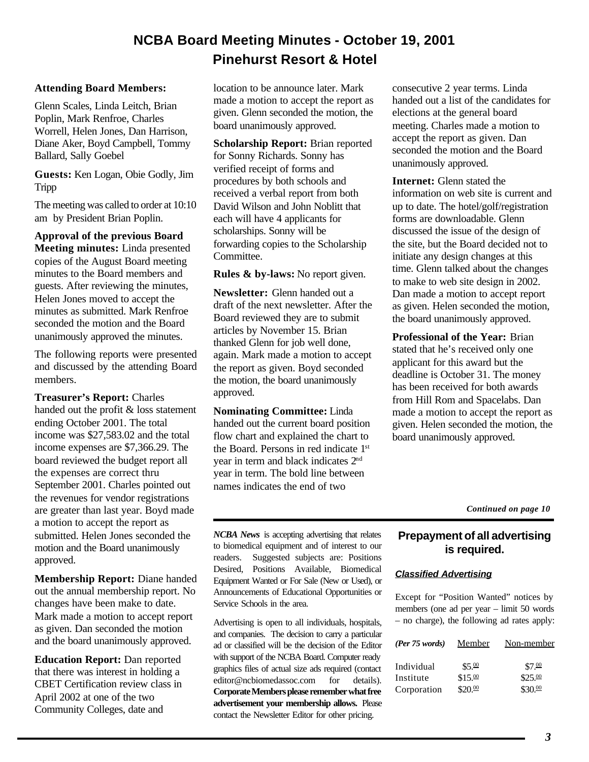# NCBA Board Meeting Minutes - October 19, 2001

## Pinehurst Resort & Hotel

**Attending Board Members:**

Glenn Scales, Linda Leitch, Brian Poplin, Mark Renfroe, Charles Worrell, Helen Jones, Dan Harrison, Diane Aker, Boyd Campbell, Tommy Ballard, Sally Goebel

**Guests:** Ken Logan, Obie Godly, Jim Tripp

The meeting was called to order at 10:10 am by President Brian Poplin.

**Approval of the previous Board Meeting minutes:** Linda presented copies of the August Board meeting minutes to the Board members and guests. After reviewing the minutes, Helen Jones moved to accept the minutes as submitted. Mark Renfroe seconded the motion and the Board unanimously approved the minutes.

The following reports were presented and discussed by the attending Board members.

**Treasurer's Report:** Charles handed out the profit & loss statement ending October 2001. The total income was $27,583.02 and the total income expenses are $7,366.29. The board reviewed the budget report all the expenses are correct thru September 2001. Charles pointed out the revenues for vendor registrations are greater than last year. Boyd made a motion to accept the report as submitted. Helen Jones seconded the motion and the Board unanimously approved.

**Membership Report:** Diane handed out the annual membership report. No changes have been make to date. Mark made a motion to accept report as given. Dan seconded the motion and the board unanimously approved.

**Education Report:** Dan reported that there was interest in holding a CBET Certification review class in April 2002 at one of the two Community Colleges, date and location to be announce later. Mark made a motion to accept the report as given. Glenn seconded the motion, the board unanimously approved.

**Scholarship Report:** Brian reported for Sonny Richards. Sonny has verified receipt of forms and procedures by both schools and received a verbal report from both David Wilson and John Noblitt that each will have 4 applicants for scholarships. Sonny will be forwarding copies to the Scholarship Committee.

**Rules & by-laws:** No report given.

**Newsletter:** Glenn handed out a draft of the next newsletter. After the Board reviewed they are to submit articles by November 15. Brian thanked Glenn for job well done, again. Mark made a motion to accept the report as given. Boyd seconded the motion, the board unanimously approved.

**Nominating Committee:** Linda handed out the current board position flow chart and explained the chart to the Board. Persons in red indicate 1st year in term and black indicates 2nd year in term. The bold line between names indicates the end of two consecutive 2 year terms. Linda handed out a list of the candidates for elections at the general board meeting. Charles made a motion to accept the report as given. Dan seconded the motion and the Board unanimously approved.

**Internet:** Glenn stated the information on web site is current and up to date. The hotel/golf/registration forms are downloadable. Glenn discussed the issue of the design of the site, but the Board decided not to initiate any design changes at this time. Glenn talked about the changes to make to web site design in 2002. Dan made a motion to accept report as given. Helen seconded the motion, the board unanimously approved.

**Professional of the Year:** Brian stated that he's received only one applicant for this award but the deadline is October 31. The money has been received for both awards from Hill Rom and Spacelabs. Dan made a motion to accept the report as given. Helen seconded the motion, the board unanimously approved.

***Continued on page 10***

---

***NCBA News*** is accepting advertising that relates to biomedical equipment and of interest to our readers. Suggested subjects are: Positions Desired, Positions Available, Biomedical Equipment Wanted or For Sale (New or Used), or Announcements of Educational Opportunities or Service Schools in the area.

Advertising is open to all individuals, hospitals, and companies. The decision to carry a particular ad or classified will be the decision of the Editor with support of the NCBA Board. Computer ready graphics files of actual size ads required (contact editor@ncbiomedassoc.com for details). **Corporate Members please remember what free advertisement your membership allows.** Please contact the Newsletter Editor for other pricing.

### Prepayment of all advertising is required.

***Classified Advertising***

Except for "Position Wanted" notices by members (one ad per year – limit 50 words – no charge), the following ad rates apply:

| *(Per 75 words)* | Member | Non-member |
|---|---|---|
| Individual | $5.00 | $7.00 |
| Institute | $15.00 | $25.00 |
| Corporation | $20.00 | $30.00 |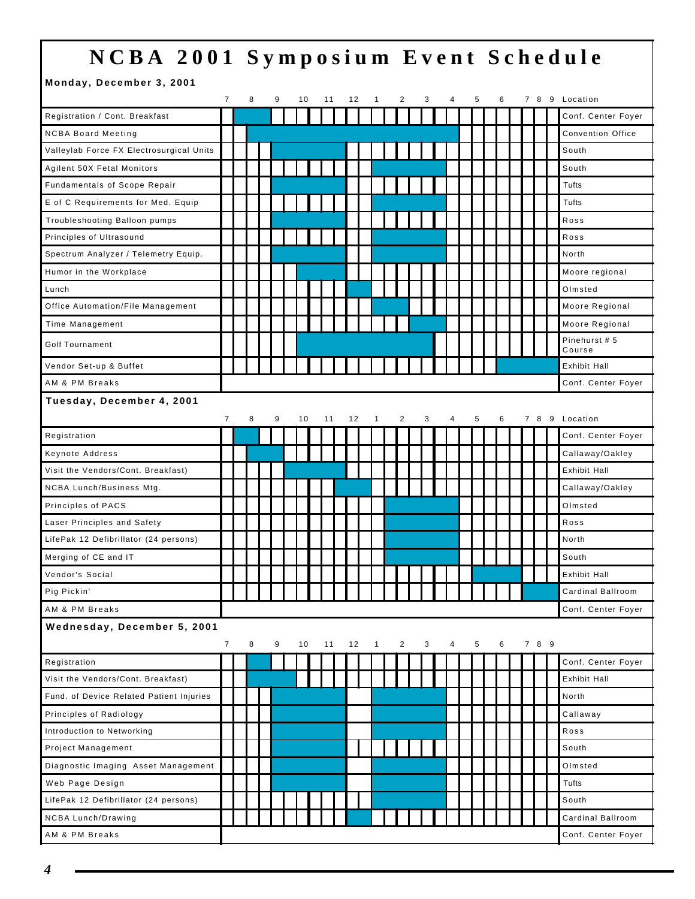# NCBA 2001 Symposium Event Schedule

## Monday, December 3, 2001

| Event | Time | Location |
|---|---|---|
| Registration / Cont. Breakfast | 7:30 – 9:00 | Conf. Center Foyer |
| NCBA Board Meeting | 8:00 – 4:30 | Convention Office |
| Valleylab Force FX Electrosurgical Units | 9:00 – 12:00 | South |
| Agilent 50X Fetal Monitors | 1:00 – 4:00 | South |
| Fundamentals of Scope Repair | 9:00 – 12:00 | Tufts |
| E of C Requirements for Med. Equip | 1:00 – 4:00 | Tufts |
| Troubleshooting Balloon pumps | 9:00 – 12:00 | Ross |
| Principles of Ultrasound | 1:00 – 4:00 | Ross |
| Spectrum Analyzer / Telemetry Equip. | 9:00 – 12:00; 1:00 – 4:00 | North |
| Humor in the Workplace | 10:00 – 12:00 | Moore regional |
| Lunch | 12:00 – 1:00 | Olmsted |
| Office Automation/File Management | 1:00 – 2:30 | Moore Regional |
| Time Management | 2:30 – 4:00 | Moore Regional |
| Golf Tournament | 10:00 – 3:30 | Pinehurst # 5 Course |
| Vendor Set-up & Buffet | 6:00 – 8:30 | Exhibit Hall |
| AM & PM Breaks | | Conf. Center Foyer |

## Tuesday, December 4, 2001

| Event | Time | Location |
|---|---|---|
| Registration | 7:30 – 8:30 | Conf. Center Foyer |
| Keynote Address | 8:00 – 9:30 | Callaway/Oakley |
| Visit the Vendors/Cont. Breakfast) | 9:30 – 12:00 | Exhibit Hall |
| NCBA Lunch/Business Mtg. | 11:30 – 1:00 | Callaway/Oakley |
| Principles of PACS | 1:30 – 4:30 | Olmsted |
| Laser Principles and Safety | 1:30 – 4:30 | Ross |
| LifePak 12 Defibrillator (24 persons) | 1:30 – 4:30 | North |
| Merging of CE and IT | 1:30 – 4:30 | South |
| Vendor's Social | 5:00 – 7:00 | Exhibit Hall |
| Pig Pickin' | 7:00 – 8:30 | Cardinal Ballroom |
| AM & PM Breaks | | Conf. Center Foyer |

## Wednesday, December 5, 2001

| Event | Time | Location |
|---|---|---|
| Registration | 8:00 – 9:00 | Conf. Center Foyer |
| Visit the Vendors/Cont. Breakfast) | 8:00 – 10:00 | Exhibit Hall |
| Fund. of Device Related Patient Injuries | 9:00 – 12:00; 1:00 – 4:00 | North |
| Principles of Radiology | 9:00 – 12:00; 1:00 – 4:00 | Callaway |
| Introduction to Networking | 9:00 – 12:00; 1:00 – 4:00 | Ross |
| Project Management | 9:00 – 12:00 | South |
| Diagnostic Imaging Asset Management | 9:00 – 12:00; 1:00 – 4:00 | Olmsted |
| Web Page Design | 9:00 – 12:00; 1:00 – 4:00 | Tufts |
| LifePak 12 Defibrillator (24 persons) | 1:00 – 4:00 | South |
| NCBA Lunch/Drawing | 12:00 – 1:00 | Cardinal Ballroom |
| AM & PM Breaks | | Conf. Center Foyer |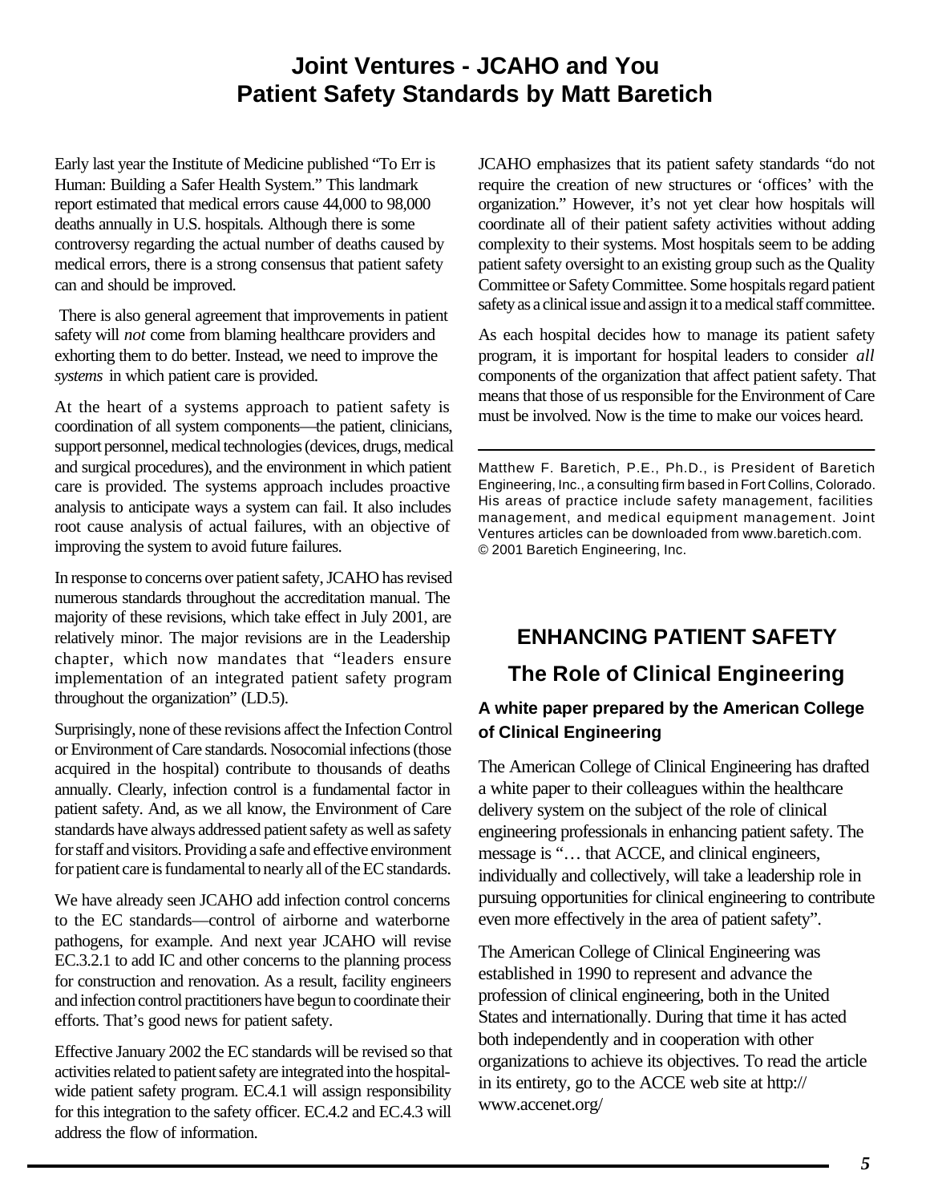# Joint Ventures - JCAHO and You
# Patient Safety Standards by Matt Baretich

Early last year the Institute of Medicine published "To Err is Human: Building a Safer Health System." This landmark report estimated that medical errors cause 44,000 to 98,000 deaths annually in U.S. hospitals. Although there is some controversy regarding the actual number of deaths caused by medical errors, there is a strong consensus that patient safety can and should be improved.

There is also general agreement that improvements in patient safety will *not* come from blaming healthcare providers and exhorting them to do better. Instead, we need to improve the *systems* in which patient care is provided.

At the heart of a systems approach to patient safety is coordination of all system components—the patient, clinicians, support personnel, medical technologies (devices, drugs, medical and surgical procedures), and the environment in which patient care is provided. The systems approach includes proactive analysis to anticipate ways a system can fail. It also includes root cause analysis of actual failures, with an objective of improving the system to avoid future failures.

In response to concerns over patient safety, JCAHO has revised numerous standards throughout the accreditation manual. The majority of these revisions, which take effect in July 2001, are relatively minor. The major revisions are in the Leadership chapter, which now mandates that "leaders ensure implementation of an integrated patient safety program throughout the organization" (LD.5).

Surprisingly, none of these revisions affect the Infection Control or Environment of Care standards. Nosocomial infections (those acquired in the hospital) contribute to thousands of deaths annually. Clearly, infection control is a fundamental factor in patient safety. And, as we all know, the Environment of Care standards have always addressed patient safety as well as safety for staff and visitors. Providing a safe and effective environment for patient care is fundamental to nearly all of the EC standards.

We have already seen JCAHO add infection control concerns to the EC standards—control of airborne and waterborne pathogens, for example. And next year JCAHO will revise EC.3.2.1 to add IC and other concerns to the planning process for construction and renovation. As a result, facility engineers and infection control practitioners have begun to coordinate their efforts. That's good news for patient safety.

Effective January 2002 the EC standards will be revised so that activities related to patient safety are integrated into the hospital-wide patient safety program. EC.4.1 will assign responsibility for this integration to the safety officer. EC.4.2 and EC.4.3 will address the flow of information.

JCAHO emphasizes that its patient safety standards "do not require the creation of new structures or 'offices' with the organization." However, it's not yet clear how hospitals will coordinate all of their patient safety activities without adding complexity to their systems. Most hospitals seem to be adding patient safety oversight to an existing group such as the Quality Committee or Safety Committee. Some hospitals regard patient safety as a clinical issue and assign it to a medical staff committee.

As each hospital decides how to manage its patient safety program, it is important for hospital leaders to consider *all* components of the organization that affect patient safety. That means that those of us responsible for the Environment of Care must be involved. Now is the time to make our voices heard.

---

Matthew F. Baretich, P.E., Ph.D., is President of Baretich Engineering, Inc., a consulting firm based in Fort Collins, Colorado. His areas of practice include safety management, facilities management, and medical equipment management. Joint Ventures articles can be downloaded from www.baretich.com. © 2001 Baretich Engineering, Inc.

## ENHANCING PATIENT SAFETY
## The Role of Clinical Engineering

### A white paper prepared by the American College of Clinical Engineering

The American College of Clinical Engineering has drafted a white paper to their colleagues within the healthcare delivery system on the subject of the role of clinical engineering professionals in enhancing patient safety. The message is "… that ACCE, and clinical engineers, individually and collectively, will take a leadership role in pursuing opportunities for clinical engineering to contribute even more effectively in the area of patient safety".

The American College of Clinical Engineering was established in 1990 to represent and advance the profession of clinical engineering, both in the United States and internationally. During that time it has acted both independently and in cooperation with other organizations to achieve its objectives. To read the article in its entirety, go to the ACCE web site at http://www.accenet.org/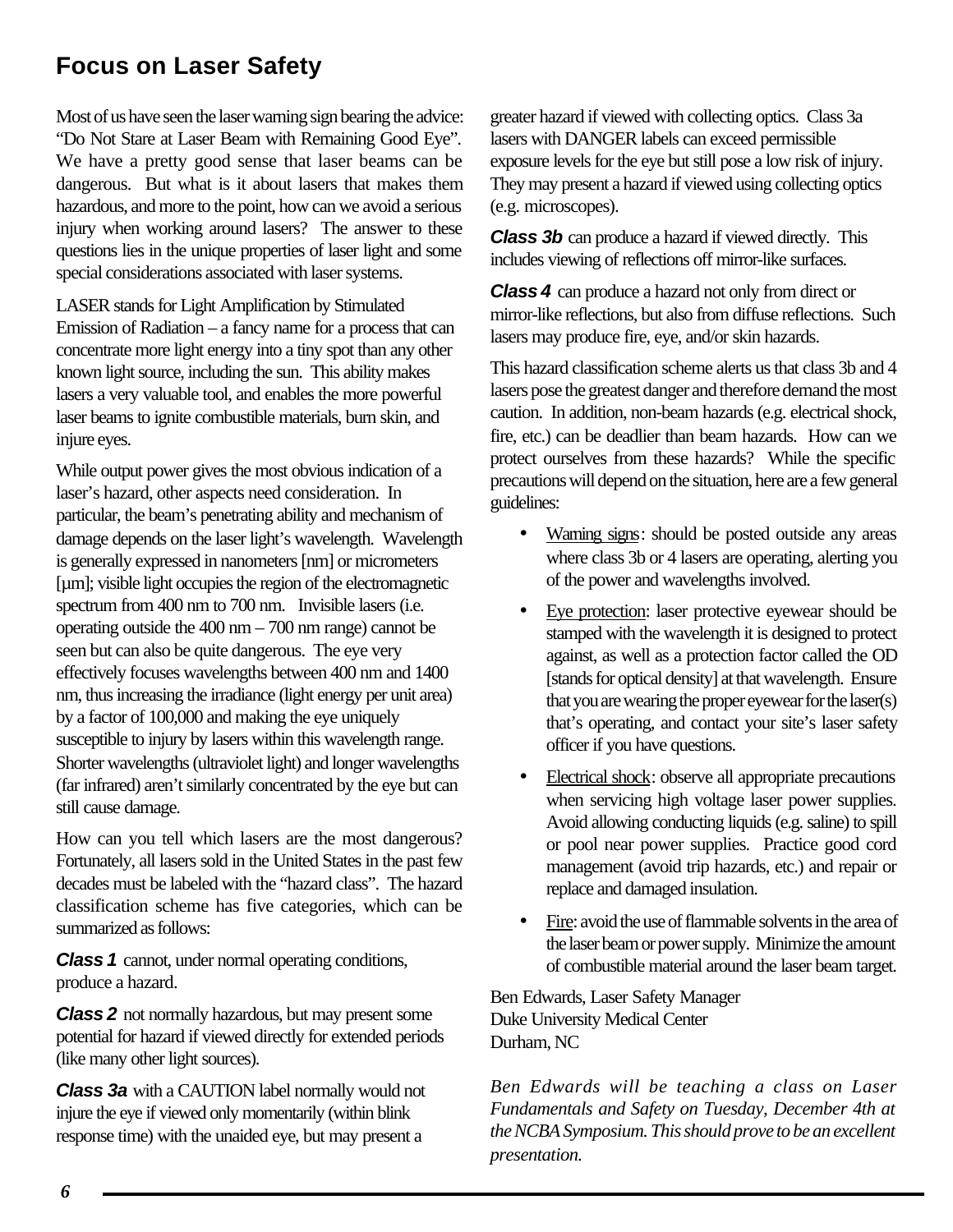## Focus on Laser Safety

Most of us have seen the laser warning sign bearing the advice: "Do Not Stare at Laser Beam with Remaining Good Eye". We have a pretty good sense that laser beams can be dangerous. But what is it about lasers that makes them hazardous, and more to the point, how can we avoid a serious injury when working around lasers? The answer to these questions lies in the unique properties of laser light and some special considerations associated with laser systems.

LASER stands for Light Amplification by Stimulated Emission of Radiation – a fancy name for a process that can concentrate more light energy into a tiny spot than any other known light source, including the sun. This ability makes lasers a very valuable tool, and enables the more powerful laser beams to ignite combustible materials, burn skin, and injure eyes.

While output power gives the most obvious indication of a laser's hazard, other aspects need consideration. In particular, the beam's penetrating ability and mechanism of damage depends on the laser light's wavelength. Wavelength is generally expressed in nanometers [nm] or micrometers [µm]; visible light occupies the region of the electromagnetic spectrum from 400 nm to 700 nm. Invisible lasers (i.e. operating outside the 400 nm – 700 nm range) cannot be seen but can also be quite dangerous. The eye very effectively focuses wavelengths between 400 nm and 1400 nm, thus increasing the irradiance (light energy per unit area) by a factor of 100,000 and making the eye uniquely susceptible to injury by lasers within this wavelength range. Shorter wavelengths (ultraviolet light) and longer wavelengths (far infrared) aren't similarly concentrated by the eye but can still cause damage.

How can you tell which lasers are the most dangerous? Fortunately, all lasers sold in the United States in the past few decades must be labeled with the "hazard class". The hazard classification scheme has five categories, which can be summarized as follows:

***Class 1*** cannot, under normal operating conditions, produce a hazard.

***Class 2*** not normally hazardous, but may present some potential for hazard if viewed directly for extended periods (like many other light sources).

***Class 3a*** with a CAUTION label normally would not injure the eye if viewed only momentarily (within blink response time) with the unaided eye, but may present a greater hazard if viewed with collecting optics. Class 3a lasers with DANGER labels can exceed permissible exposure levels for the eye but still pose a low risk of injury. They may present a hazard if viewed using collecting optics (e.g. microscopes).

***Class 3b*** can produce a hazard if viewed directly. This includes viewing of reflections off mirror-like surfaces.

***Class 4*** can produce a hazard not only from direct or mirror-like reflections, but also from diffuse reflections. Such lasers may produce fire, eye, and/or skin hazards.

This hazard classification scheme alerts us that class 3b and 4 lasers pose the greatest danger and therefore demand the most caution. In addition, non-beam hazards (e.g. electrical shock, fire, etc.) can be deadlier than beam hazards. How can we protect ourselves from these hazards? While the specific precautions will depend on the situation, here are a few general guidelines:

- Warning signs: should be posted outside any areas where class 3b or 4 lasers are operating, alerting you of the power and wavelengths involved.
- Eye protection: laser protective eyewear should be stamped with the wavelength it is designed to protect against, as well as a protection factor called the OD [stands for optical density] at that wavelength. Ensure that you are wearing the proper eyewear for the laser(s) that's operating, and contact your site's laser safety officer if you have questions.
- Electrical shock: observe all appropriate precautions when servicing high voltage laser power supplies. Avoid allowing conducting liquids (e.g. saline) to spill or pool near power supplies. Practice good cord management (avoid trip hazards, etc.) and repair or replace and damaged insulation.
- Fire: avoid the use of flammable solvents in the area of the laser beam or power supply. Minimize the amount of combustible material around the laser beam target.

Ben Edwards, Laser Safety Manager
Duke University Medical Center
Durham, NC

*Ben Edwards will be teaching a class on Laser Fundamentals and Safety on Tuesday, December 4th at the NCBA Symposium. This should prove to be an excellent presentation.*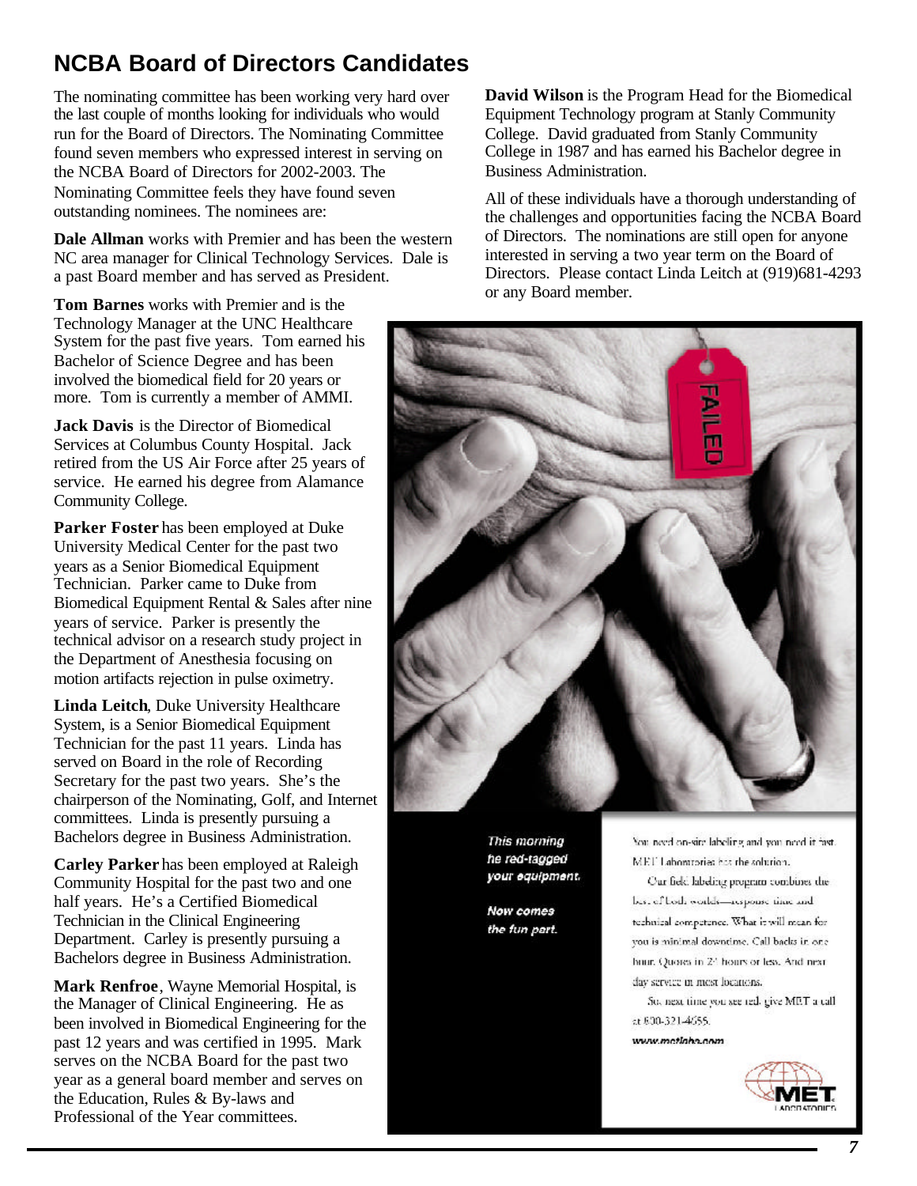## NCBA Board of Directors Candidates

The nominating committee has been working very hard over the last couple of months looking for individuals who would run for the Board of Directors. The Nominating Committee found seven members who expressed interest in serving on the NCBA Board of Directors for 2002-2003. The Nominating Committee feels they have found seven outstanding nominees. The nominees are:

**Dale Allman** works with Premier and has been the western NC area manager for Clinical Technology Services. Dale is a past Board member and has served as President.

**Tom Barnes** works with Premier and is the Technology Manager at the UNC Healthcare System for the past five years. Tom earned his Bachelor of Science Degree and has been involved the biomedical field for 20 years or more. Tom is currently a member of AMMI.

**Jack Davis** is the Director of Biomedical Services at Columbus County Hospital. Jack retired from the US Air Force after 25 years of service. He earned his degree from Alamance Community College.

**Parker Foster** has been employed at Duke University Medical Center for the past two years as a Senior Biomedical Equipment Technician. Parker came to Duke from Biomedical Equipment Rental & Sales after nine years of service. Parker is presently the technical advisor on a research study project in the Department of Anesthesia focusing on motion artifacts rejection in pulse oximetry.

**Linda Leitch**, Duke University Healthcare System, is a Senior Biomedical Equipment Technician for the past 11 years. Linda has served on Board in the role of Recording Secretary for the past two years. She's the chairperson of the Nominating, Golf, and Internet committees. Linda is presently pursuing a Bachelors degree in Business Administration.

**Carley Parker** has been employed at Raleigh Community Hospital for the past two and one half years. He's a Certified Biomedical Technician in the Clinical Engineering Department. Carley is presently pursuing a Bachelors degree in Business Administration.

**Mark Renfroe**, Wayne Memorial Hospital, is the Manager of Clinical Engineering. He as been involved in Biomedical Engineering for the past 12 years and was certified in 1995. Mark serves on the NCBA Board for the past two year as a general board member and serves on the Education, Rules & By-laws and Professional of the Year committees.

**David Wilson** is the Program Head for the Biomedical Equipment Technology program at Stanly Community College. David graduated from Stanly Community College in 1987 and has earned his Bachelor degree in Business Administration.

All of these individuals have a thorough understanding of the challenges and opportunities facing the NCBA Board of Directors. The nominations are still open for anyone interested in serving a two year term on the Board of Directors. Please contact Linda Leitch at (919)681-4293 or any Board member.

*This morning he red-tagged your equipment.*

*Now comes the fun part.*

You need on-site labeling and you need it fast. MET Laboratories has the solution.

Our field labeling program combines the best of both worlds—response time and technical competence. What it will mean for you is minimal downtime. Call backs in one hour. Quotes in 24 hours or less. And next day service in most locations.

So, next time you see red, give MET a call at 800-321-4655.

www.metlabs.com

MET LABORATORIES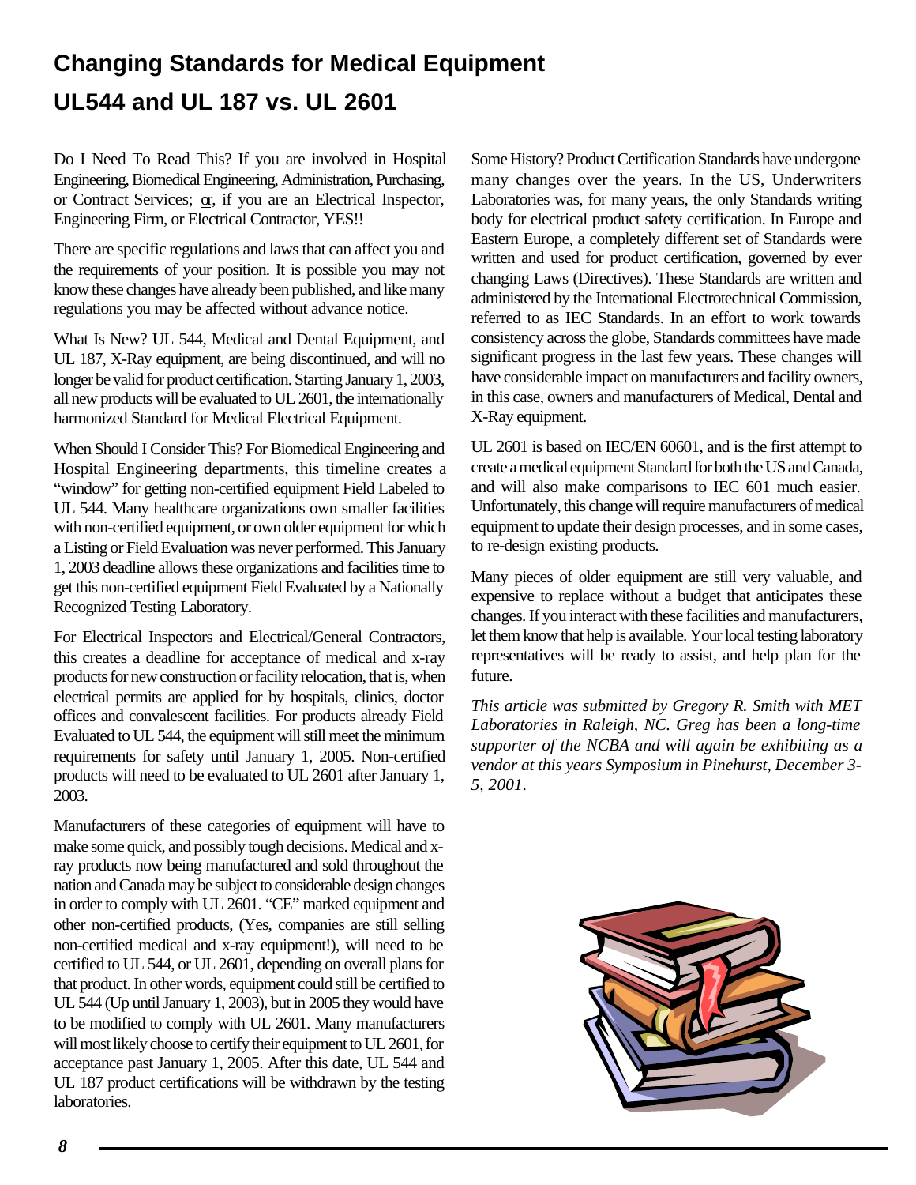# Changing Standards for Medical Equipment

# UL544 and UL 187 vs. UL 2601

Do I Need To Read This? If you are involved in Hospital Engineering, Biomedical Engineering, Administration, Purchasing, or Contract Services; or, if you are an Electrical Inspector, Engineering Firm, or Electrical Contractor, YES!!

There are specific regulations and laws that can affect you and the requirements of your position. It is possible you may not know these changes have already been published, and like many regulations you may be affected without advance notice.

What Is New? UL 544, Medical and Dental Equipment, and UL 187, X-Ray equipment, are being discontinued, and will no longer be valid for product certification. Starting January 1, 2003, all new products will be evaluated to UL 2601, the internationally harmonized Standard for Medical Electrical Equipment.

When Should I Consider This? For Biomedical Engineering and Hospital Engineering departments, this timeline creates a "window" for getting non-certified equipment Field Labeled to UL 544. Many healthcare organizations own smaller facilities with non-certified equipment, or own older equipment for which a Listing or Field Evaluation was never performed. This January 1, 2003 deadline allows these organizations and facilities time to get this non-certified equipment Field Evaluated by a Nationally Recognized Testing Laboratory.

For Electrical Inspectors and Electrical/General Contractors, this creates a deadline for acceptance of medical and x-ray products for new construction or facility relocation, that is, when electrical permits are applied for by hospitals, clinics, doctor offices and convalescent facilities. For products already Field Evaluated to UL 544, the equipment will still meet the minimum requirements for safety until January 1, 2005. Non-certified products will need to be evaluated to UL 2601 after January 1, 2003.

Manufacturers of these categories of equipment will have to make some quick, and possibly tough decisions. Medical and x-ray products now being manufactured and sold throughout the nation and Canada may be subject to considerable design changes in order to comply with UL 2601. "CE" marked equipment and other non-certified products, (Yes, companies are still selling non-certified medical and x-ray equipment!), will need to be certified to UL 544, or UL 2601, depending on overall plans for that product. In other words, equipment could still be certified to UL 544 (Up until January 1, 2003), but in 2005 they would have to be modified to comply with UL 2601. Many manufacturers will most likely choose to certify their equipment to UL 2601, for acceptance past January 1, 2005. After this date, UL 544 and UL 187 product certifications will be withdrawn by the testing laboratories.

Some History? Product Certification Standards have undergone many changes over the years. In the US, Underwriters Laboratories was, for many years, the only Standards writing body for electrical product safety certification. In Europe and Eastern Europe, a completely different set of Standards were written and used for product certification, governed by ever changing Laws (Directives). These Standards are written and administered by the International Electrotechnical Commission, referred to as IEC Standards. In an effort to work towards consistency across the globe, Standards committees have made significant progress in the last few years. These changes will have considerable impact on manufacturers and facility owners, in this case, owners and manufacturers of Medical, Dental and X-Ray equipment.

UL 2601 is based on IEC/EN 60601, and is the first attempt to create a medical equipment Standard for both the US and Canada, and will also make comparisons to IEC 601 much easier. Unfortunately, this change will require manufacturers of medical equipment to update their design processes, and in some cases, to re-design existing products.

Many pieces of older equipment are still very valuable, and expensive to replace without a budget that anticipates these changes. If you interact with these facilities and manufacturers, let them know that help is available. Your local testing laboratory representatives will be ready to assist, and help plan for the future.

*This article was submitted by Gregory R. Smith with MET Laboratories in Raleigh, NC. Greg has been a long-time supporter of the NCBA and will again be exhibiting as a vendor at this years Symposium in Pinehurst, December 3-5, 2001.*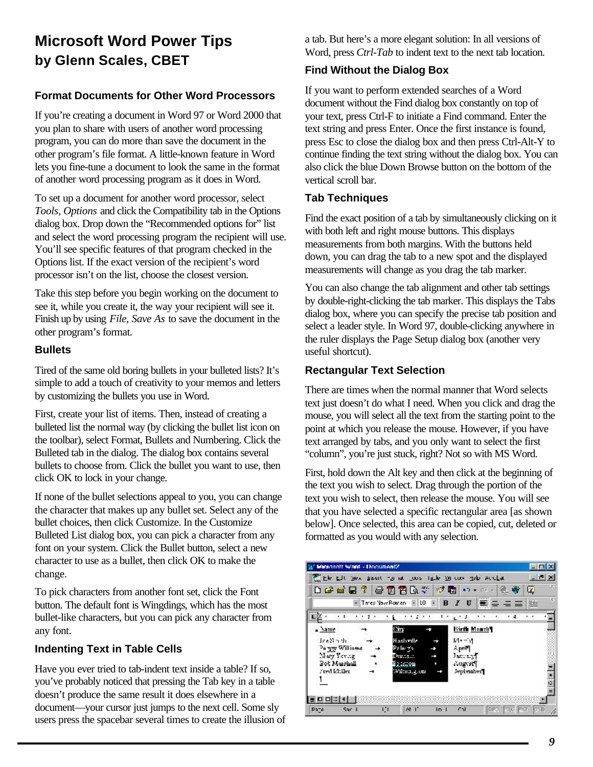# Microsoft Word Power Tips
## by Glenn Scales, CBET

### Format Documents for Other Word Processors

If you're creating a document in Word 97 or Word 2000 that you plan to share with users of another word processing program, you can do more than save the document in the other program's file format. A little-known feature in Word lets you fine-tune a document to look the same in the format of another word processing program as it does in Word.

To set up a document for another word processor, select *Tools, Options* and click the Compatibility tab in the Options dialog box. Drop down the "Recommended options for" list and select the word processing program the recipient will use. You'll see specific features of that program checked in the Options list. If the exact version of the recipient's word processor isn't on the list, choose the closest version.

Take this step before you begin working on the document to see it, while you create it, the way your recipient will see it. Finish up by using *File, Save As* to save the document in the other program's format.

### Bullets

Tired of the same old boring bullets in your bulleted lists? It's simple to add a touch of creativity to your memos and letters by customizing the bullets you use in Word.

First, create your list of items. Then, instead of creating a bulleted list the normal way (by clicking the bullet list icon on the toolbar), select Format, Bullets and Numbering. Click the Bulleted tab in the dialog. The dialog box contains several bullets to choose from. Click the bullet you want to use, then click OK to lock in your change.

If none of the bullet selections appeal to you, you can change the character that makes up any bullet set. Select any of the bullet choices, then click Customize. In the Customize Bulleted List dialog box, you can pick a character from any font on your system. Click the Bullet button, select a new character to use as a bullet, then click OK to make the change.

To pick characters from another font set, click the Font button. The default font is Wingdings, which has the most bullet-like characters, but you can pick any character from any font.

### Indenting Text in Table Cells

Have you ever tried to tab-indent text inside a table? If so, you've probably noticed that pressing the Tab key in a table doesn't produce the same result it does elsewhere in a document—your cursor just jumps to the next cell. Some sly users press the spacebar several times to create the illusion of a tab. But here's a more elegant solution: In all versions of Word, press *Ctrl-Tab* to indent text to the next tab location.

### Find Without the Dialog Box

If you want to perform extended searches of a Word document without the Find dialog box constantly on top of your text, press Ctrl-F to initiate a Find command. Enter the text string and press Enter. Once the first instance is found, press Esc to close the dialog box and then press Ctrl-Alt-Y to continue finding the text string without the dialog box. You can also click the blue Down Browse button on the bottom of the vertical scroll bar.

### Tab Techniques

Find the exact position of a tab by simultaneously clicking on it with both left and right mouse buttons. This displays measurements from both margins. With the buttons held down, you can drag the tab to a new spot and the displayed measurements will change as you drag the tab marker.

You can also change the tab alignment and other tab settings by double-right-clicking the tab marker. This displays the Tabs dialog box, where you can specify the precise tab position and select a leader style. In Word 97, double-clicking anywhere in the ruler displays the Page Setup dialog box (another very useful shortcut).

### Rectangular Text Selection

There are times when the normal manner that Word selects text just doesn't do what I need. When you click and drag the mouse, you will select all the text from the starting point to the point at which you release the mouse. However, if you have text arranged by tabs, and you only want to select the first "column", you're just stuck, right? Not so with MS Word.

First, hold down the Alt key and then click at the beginning of the text you wish to select. Drag through the portion of the text you wish to select, then release the mouse. You will see that you have selected a specific rectangular area [as shown below]. Once selected, this area can be copied, cut, deleted or formatted as you would with any selection.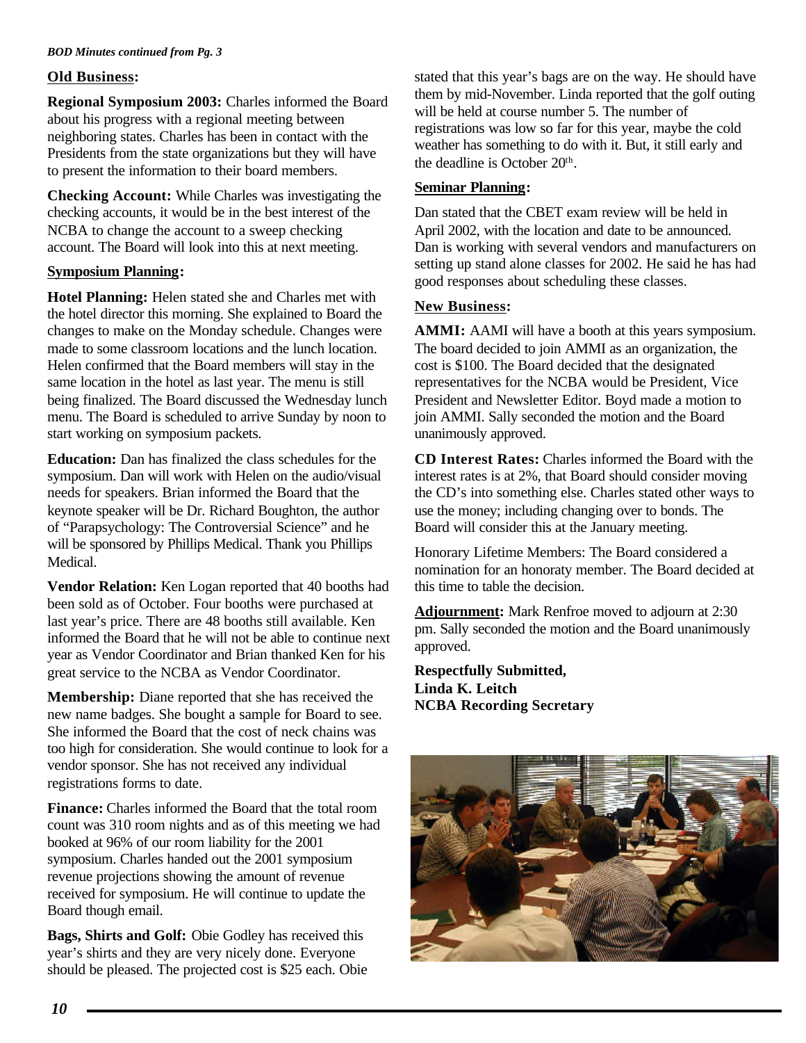*BOD Minutes continued from Pg. 3*

## Old Business:

**Regional Symposium 2003:** Charles informed the Board about his progress with a regional meeting between neighboring states. Charles has been in contact with the Presidents from the state organizations but they will have to present the information to their board members.

**Checking Account:** While Charles was investigating the checking accounts, it would be in the best interest of the NCBA to change the account to a sweep checking account. The Board will look into this at next meeting.

## Symposium Planning:

**Hotel Planning:** Helen stated she and Charles met with the hotel director this morning. She explained to Board the changes to make on the Monday schedule. Changes were made to some classroom locations and the lunch location. Helen confirmed that the Board members will stay in the same location in the hotel as last year. The menu is still being finalized. The Board discussed the Wednesday lunch menu. The Board is scheduled to arrive Sunday by noon to start working on symposium packets.

**Education:** Dan has finalized the class schedules for the symposium. Dan will work with Helen on the audio/visual needs for speakers. Brian informed the Board that the keynote speaker will be Dr. Richard Boughton, the author of "Parapsychology: The Controversial Science" and he will be sponsored by Phillips Medical. Thank you Phillips Medical.

**Vendor Relation:** Ken Logan reported that 40 booths had been sold as of October. Four booths were purchased at last year's price. There are 48 booths still available. Ken informed the Board that he will not be able to continue next year as Vendor Coordinator and Brian thanked Ken for his great service to the NCBA as Vendor Coordinator.

**Membership:** Diane reported that she has received the new name badges. She bought a sample for Board to see. She informed the Board that the cost of neck chains was too high for consideration. She would continue to look for a vendor sponsor. She has not received any individual registrations forms to date.

**Finance:** Charles informed the Board that the total room count was 310 room nights and as of this meeting we had booked at 96% of our room liability for the 2001 symposium. Charles handed out the 2001 symposium revenue projections showing the amount of revenue received for symposium. He will continue to update the Board though email.

**Bags, Shirts and Golf:** Obie Godley has received this year's shirts and they are very nicely done. Everyone should be pleased. The projected cost is $25 each. Obie stated that this year's bags are on the way. He should have them by mid-November. Linda reported that the golf outing will be held at course number 5. The number of registrations was low so far for this year, maybe the cold weather has something to do with it. But, it still early and the deadline is October 20th.

## Seminar Planning:

Dan stated that the CBET exam review will be held in April 2002, with the location and date to be announced. Dan is working with several vendors and manufacturers on setting up stand alone classes for 2002. He said he has had good responses about scheduling these classes.

## New Business:

**AMMI:** AAMI will have a booth at this years symposium. The board decided to join AMMI as an organization, the cost is $100. The Board decided that the designated representatives for the NCBA would be President, Vice President and Newsletter Editor. Boyd made a motion to join AMMI. Sally seconded the motion and the Board unanimously approved.

**CD Interest Rates:** Charles informed the Board with the interest rates is at 2%, that Board should consider moving the CD's into something else. Charles stated other ways to use the money; including changing over to bonds. The Board will consider this at the January meeting.

Honorary Lifetime Members: The Board considered a nomination for an honoraty member. The Board decided at this time to table the decision.

**Adjournment:** Mark Renfroe moved to adjourn at 2:30 pm. Sally seconded the motion and the Board unanimously approved.

**Respectfully Submitted,**
**Linda K. Leitch**
**NCBA Recording Secretary**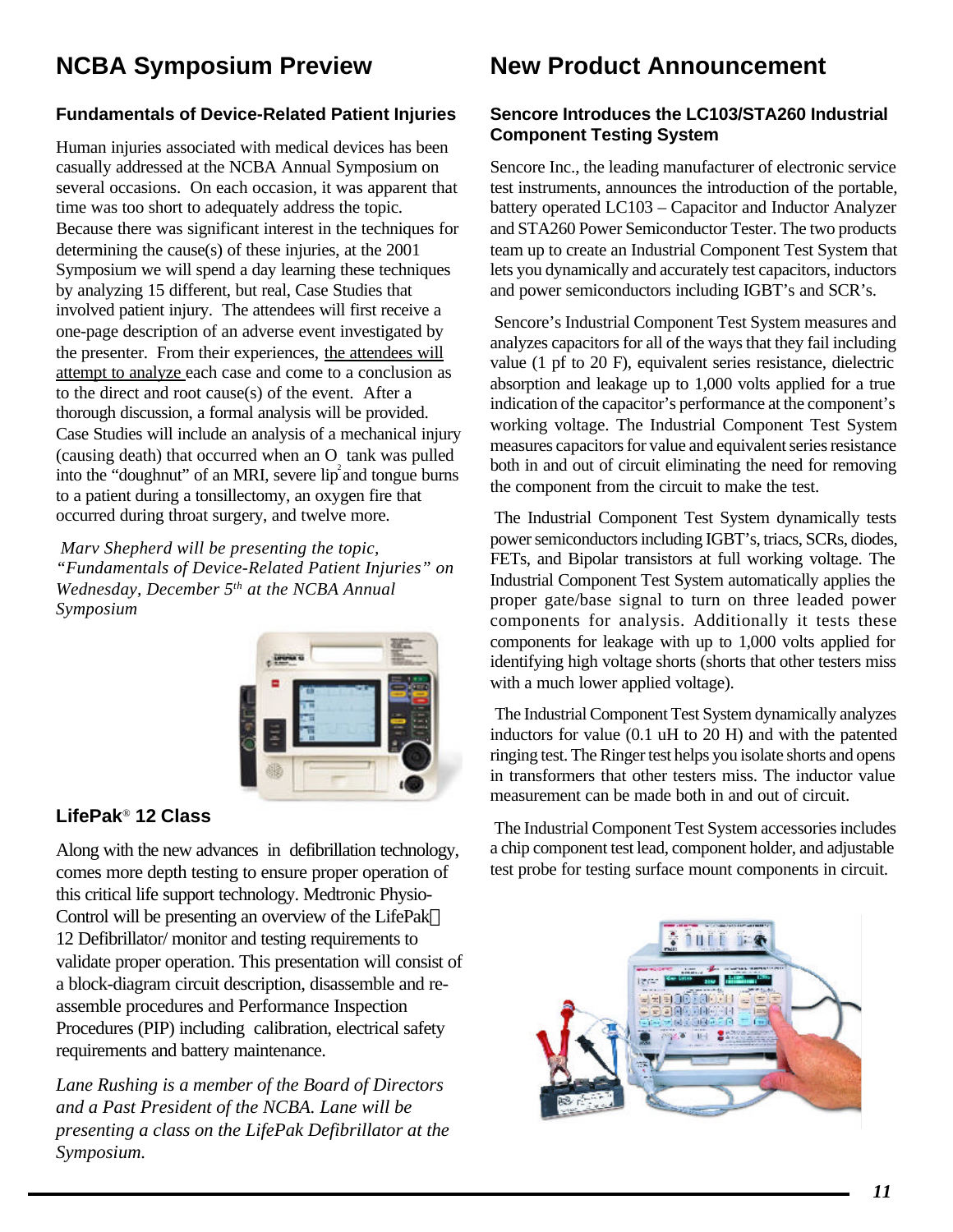## NCBA Symposium Preview

### Fundamentals of Device-Related Patient Injuries

Human injuries associated with medical devices has been casually addressed at the NCBA Annual Symposium on several occasions. On each occasion, it was apparent that time was too short to adequately address the topic. Because there was significant interest in the techniques for determining the cause(s) of these injuries, at the 2001 Symposium we will spend a day learning these techniques by analyzing 15 different, but real, Case Studies that involved patient injury. The attendees will first receive a one-page description of an adverse event investigated by the presenter. From their experiences, the attendees will attempt to analyze each case and come to a conclusion as to the direct and root cause(s) of the event. After a thorough discussion, a formal analysis will be provided. Case Studies will include an analysis of a mechanical injury (causing death) that occurred when an $O_2$ tank was pulled into the "doughnut" of an MRI, severe lip and tongue burns to a patient during a tonsillectomy, an oxygen fire that occurred during throat surgery, and twelve more.

*Marv Shepherd will be presenting the topic, "Fundamentals of Device-Related Patient Injuries" on Wednesday, December 5th at the NCBA Annual Symposium*

### LifePak® 12 Class

Along with the new advances in defibrillation technology, comes more depth testing to ensure proper operation of this critical life support technology. Medtronic Physio-Control will be presenting an overview of the LifePak® 12 Defibrillator/ monitor and testing requirements to validate proper operation. This presentation will consist of a block-diagram circuit description, disassemble and re-assemble procedures and Performance Inspection Procedures (PIP) including calibration, electrical safety requirements and battery maintenance.

*Lane Rushing is a member of the Board of Directors and a Past President of the NCBA. Lane will be presenting a class on the LifePak Defibrillator at the Symposium.*

## New Product Announcement

### Sencore Introduces the LC103/STA260 Industrial Component Testing System

Sencore Inc., the leading manufacturer of electronic service test instruments, announces the introduction of the portable, battery operated LC103 – Capacitor and Inductor Analyzer and STA260 Power Semiconductor Tester. The two products team up to create an Industrial Component Test System that lets you dynamically and accurately test capacitors, inductors and power semiconductors including IGBT's and SCR's.

Sencore's Industrial Component Test System measures and analyzes capacitors for all of the ways that they fail including value (1 pf to 20 F), equivalent series resistance, dielectric absorption and leakage up to 1,000 volts applied for a true indication of the capacitor's performance at the component's working voltage. The Industrial Component Test System measures capacitors for value and equivalent series resistance both in and out of circuit eliminating the need for removing the component from the circuit to make the test.

The Industrial Component Test System dynamically tests power semiconductors including IGBT's, triacs, SCRs, diodes, FETs, and Bipolar transistors at full working voltage. The Industrial Component Test System automatically applies the proper gate/base signal to turn on three leaded power components for analysis. Additionally it tests these components for leakage with up to 1,000 volts applied for identifying high voltage shorts (shorts that other testers miss with a much lower applied voltage).

The Industrial Component Test System dynamically analyzes inductors for value (0.1 uH to 20 H) and with the patented ringing test. The Ringer test helps you isolate shorts and opens in transformers that other testers miss. The inductor value measurement can be made both in and out of circuit.

The Industrial Component Test System accessories includes a chip component test lead, component holder, and adjustable test probe for testing surface mount components in circuit.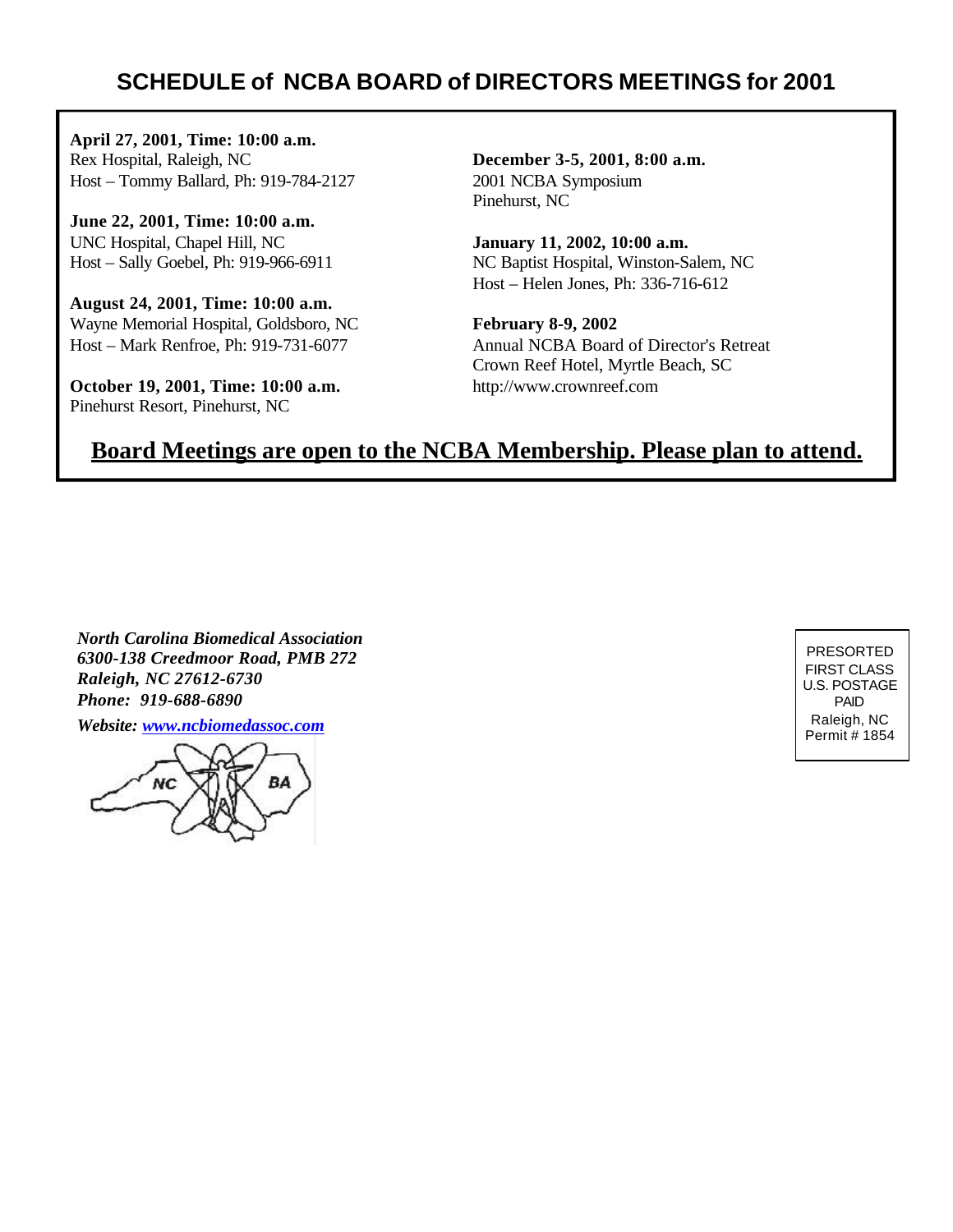# SCHEDULE of NCBA BOARD of DIRECTORS MEETINGS for 2001

**April 27, 2001, Time: 10:00 a.m.**
Rex Hospital, Raleigh, NC
Host – Tommy Ballard, Ph: 919-784-2127

**June 22, 2001, Time: 10:00 a.m.**
UNC Hospital, Chapel Hill, NC
Host – Sally Goebel, Ph: 919-966-6911

**August 24, 2001, Time: 10:00 a.m.**
Wayne Memorial Hospital, Goldsboro, NC
Host – Mark Renfroe, Ph: 919-731-6077

**October 19, 2001, Time: 10:00 a.m.**
Pinehurst Resort, Pinehurst, NC

**December 3-5, 2001, 8:00 a.m.**
2001 NCBA Symposium
Pinehurst, NC

**January 11, 2002, 10:00 a.m.**
NC Baptist Hospital, Winston-Salem, NC
Host – Helen Jones, Ph: 336-716-612

**February 8-9, 2002**
Annual NCBA Board of Director's Retreat
Crown Reef Hotel, Myrtle Beach, SC
http://www.crownreef.com

**Board Meetings are open to the NCBA Membership. Please plan to attend.**

***North Carolina Biomedical Association***
***6300-138 Creedmoor Road, PMB 272***
***Raleigh, NC 27612-6730***
***Phone: 919-688-6890***

***Website: www.ncbiomedassoc.com***

PRESORTED
FIRST CLASS
U.S. POSTAGE
PAID
Raleigh, NC
Permit # 1854